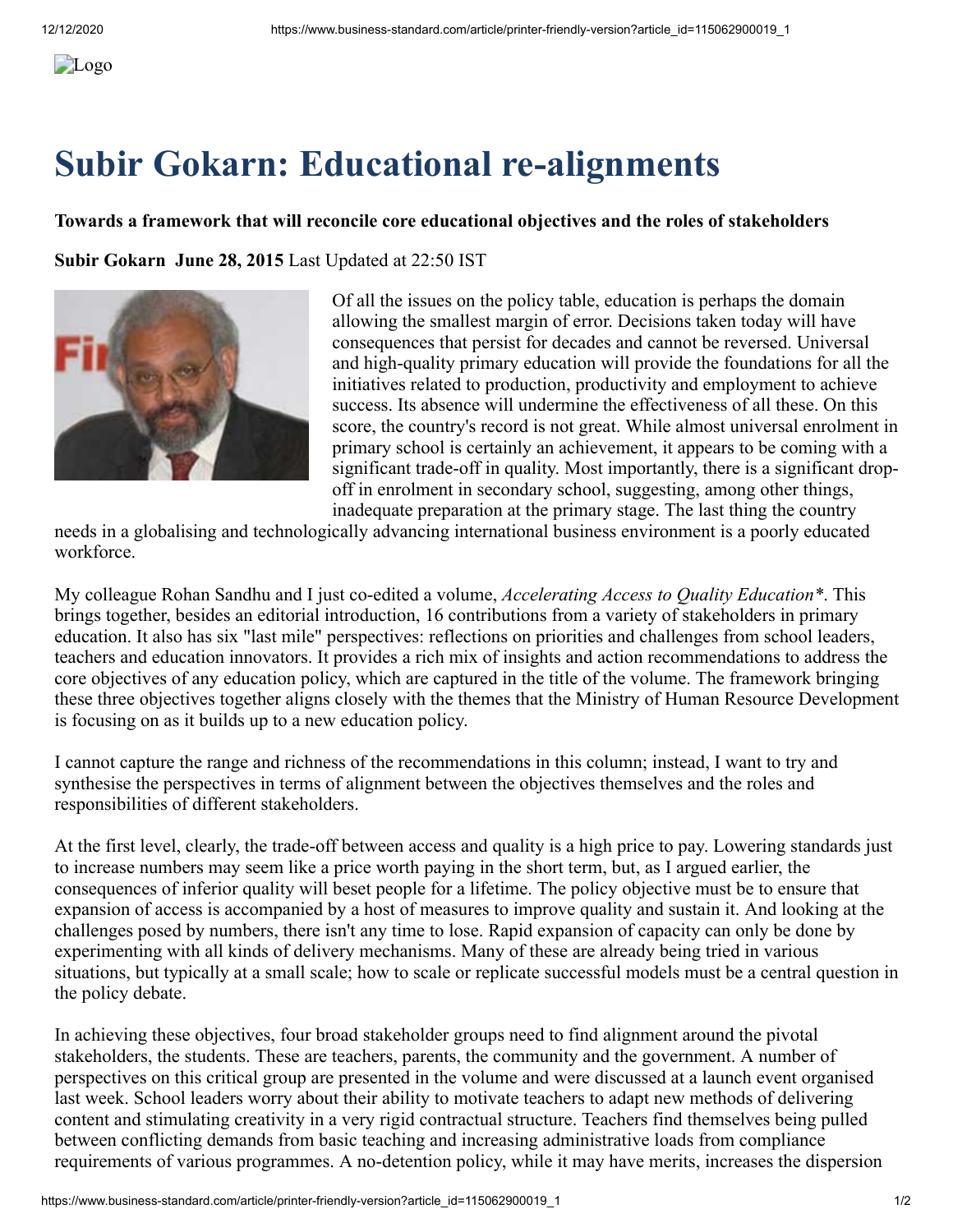# Subir Gokarn: Educational re-alignments

**Towards a framework that will reconcile core educational objectives and the roles of stakeholders**

**Subir Gokarn June 28, 2015** Last Updated at 22:50 IST

Of all the issues on the policy table, education is perhaps the domain allowing the smallest margin of error. Decisions taken today will have consequences that persist for decades and cannot be reversed. Universal and high-quality primary education will provide the foundations for all the initiatives related to production, productivity and employment to achieve success. Its absence will undermine the effectiveness of all these. On this score, the country's record is not great. While almost universal enrolment in primary school is certainly an achievement, it appears to be coming with a significant trade-off in quality. Most importantly, there is a significant drop-off in enrolment in secondary school, suggesting, among other things, inadequate preparation at the primary stage. The last thing the country needs in a globalising and technologically advancing international business environment is a poorly educated workforce.

My colleague Rohan Sandhu and I just co-edited a volume, *Accelerating Access to Quality Education**. This brings together, besides an editorial introduction, 16 contributions from a variety of stakeholders in primary education. It also has six "last mile" perspectives: reflections on priorities and challenges from school leaders, teachers and education innovators. It provides a rich mix of insights and action recommendations to address the core objectives of any education policy, which are captured in the title of the volume. The framework bringing these three objectives together aligns closely with the themes that the Ministry of Human Resource Development is focusing on as it builds up to a new education policy.

I cannot capture the range and richness of the recommendations in this column; instead, I want to try and synthesise the perspectives in terms of alignment between the objectives themselves and the roles and responsibilities of different stakeholders.

At the first level, clearly, the trade-off between access and quality is a high price to pay. Lowering standards just to increase numbers may seem like a price worth paying in the short term, but, as I argued earlier, the consequences of inferior quality will beset people for a lifetime. The policy objective must be to ensure that expansion of access is accompanied by a host of measures to improve quality and sustain it. And looking at the challenges posed by numbers, there isn't any time to lose. Rapid expansion of capacity can only be done by experimenting with all kinds of delivery mechanisms. Many of these are already being tried in various situations, but typically at a small scale; how to scale or replicate successful models must be a central question in the policy debate.

In achieving these objectives, four broad stakeholder groups need to find alignment around the pivotal stakeholders, the students. These are teachers, parents, the community and the government. A number of perspectives on this critical group are presented in the volume and were discussed at a launch event organised last week. School leaders worry about their ability to motivate teachers to adapt new methods of delivering content and stimulating creativity in a very rigid contractual structure. Teachers find themselves being pulled between conflicting demands from basic teaching and increasing administrative loads from compliance requirements of various programmes. A no-detention policy, while it may have merits, increases the dispersion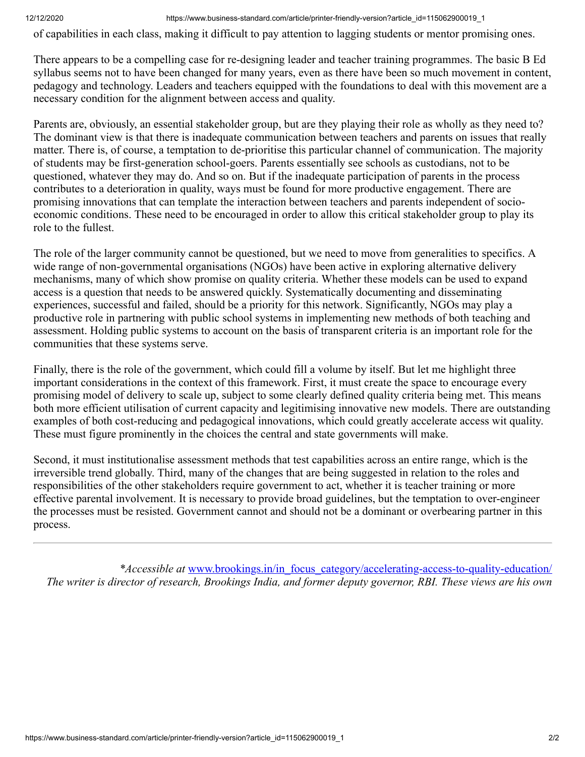of capabilities in each class, making it difficult to pay attention to lagging students or mentor promising ones.

There appears to be a compelling case for re-designing leader and teacher training programmes. The basic B Ed syllabus seems not to have been changed for many years, even as there have been so much movement in content, pedagogy and technology. Leaders and teachers equipped with the foundations to deal with this movement are a necessary condition for the alignment between access and quality.

Parents are, obviously, an essential stakeholder group, but are they playing their role as wholly as they need to? The dominant view is that there is inadequate communication between teachers and parents on issues that really matter. There is, of course, a temptation to de-prioritise this particular channel of communication. The majority of students may be first-generation school-goers. Parents essentially see schools as custodians, not to be questioned, whatever they may do. And so on. But if the inadequate participation of parents in the process contributes to a deterioration in quality, ways must be found for more productive engagement. There are promising innovations that can template the interaction between teachers and parents independent of socio-economic conditions. These need to be encouraged in order to allow this critical stakeholder group to play its role to the fullest.

The role of the larger community cannot be questioned, but we need to move from generalities to specifics. A wide range of non-governmental organisations (NGOs) have been active in exploring alternative delivery mechanisms, many of which show promise on quality criteria. Whether these models can be used to expand access is a question that needs to be answered quickly. Systematically documenting and disseminating experiences, successful and failed, should be a priority for this network. Significantly, NGOs may play a productive role in partnering with public school systems in implementing new methods of both teaching and assessment. Holding public systems to account on the basis of transparent criteria is an important role for the communities that these systems serve.

Finally, there is the role of the government, which could fill a volume by itself. But let me highlight three important considerations in the context of this framework. First, it must create the space to encourage every promising model of delivery to scale up, subject to some clearly defined quality criteria being met. This means both more efficient utilisation of current capacity and legitimising innovative new models. There are outstanding examples of both cost-reducing and pedagogical innovations, which could greatly accelerate access wit quality. These must figure prominently in the choices the central and state governments will make.

Second, it must institutionalise assessment methods that test capabilities across an entire range, which is the irreversible trend globally. Third, many of the changes that are being suggested in relation to the roles and responsibilities of the other stakeholders require government to act, whether it is teacher training or more effective parental involvement. It is necessary to provide broad guidelines, but the temptation to over-engineer the processes must be resisted. Government cannot and should not be a dominant or overbearing partner in this process.

---

*\*Accessible at [www.brookings.in/in_focus_category/accelerating-access-to-quality-education/](www.brookings.in/in_focus_category/accelerating-access-to-quality-education/)*

*The writer is director of research, Brookings India, and former deputy governor, RBI. These views are his own*